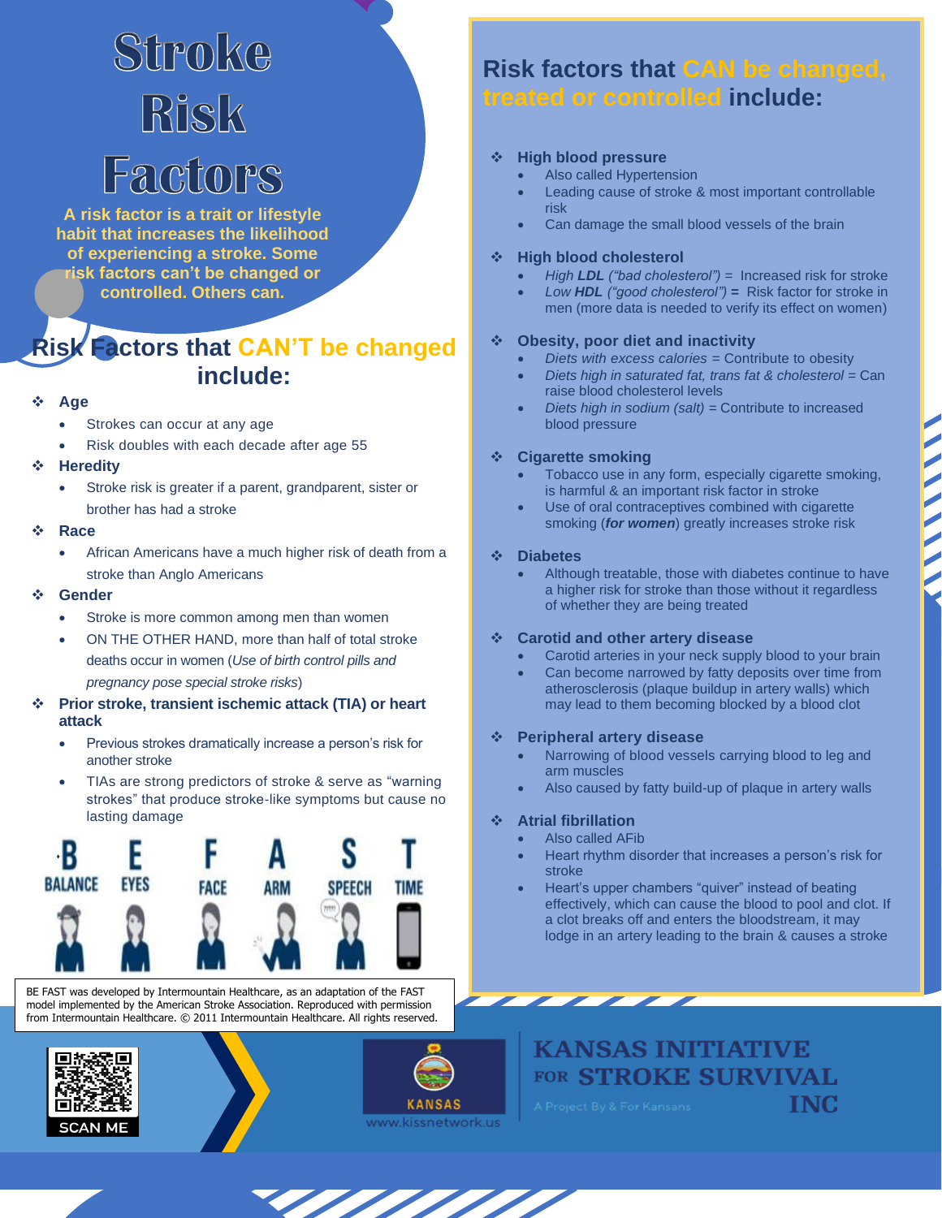# Stroke Risk Factors

**A risk factor is a trait or lifestyle habit that increases the likelihood of experiencing a stroke. Some risk factors can't be changed or controlled. Others can.**

## Risk Factors that CAN'T be changed include:

- **Age**
  - Strokes can occur at any age
  - Risk doubles with each decade after age 55
- **Heredity**
  - Stroke risk is greater if a parent, grandparent, sister or brother has had a stroke
- **Race**
  - African Americans have a much higher risk of death from a stroke than Anglo Americans
- **Gender**
  - Stroke is more common among men than women
  - ON THE OTHER HAND, more than half of total stroke deaths occur in women (*Use of birth control pills and pregnancy pose special stroke risks*)
- **Prior stroke, transient ischemic attack (TIA) or heart attack**
  - Previous strokes dramatically increase a person's risk for another stroke
  - TIAs are strong predictors of stroke & serve as "warning strokes" that produce stroke-like symptoms but cause no lasting damage

B BALANCE | E EYES | F FACE | A ARM | S SPEECH | T TIME

BE FAST was developed by Intermountain Healthcare, as an adaptation of the FAST model implemented by the American Stroke Association. Reproduced with permission from Intermountain Healthcare. © 2011 Intermountain Healthcare. All rights reserved.

## Risk factors that CAN be changed, treated or controlled include:

- **High blood pressure**
  - Also called Hypertension
  - Leading cause of stroke & most important controllable risk
  - Can damage the small blood vessels of the brain
- **High blood cholesterol**
  - *High* **LDL** *("bad cholesterol")* = Increased risk for stroke
  - *Low* **HDL** *("good cholesterol")* **=** Risk factor for stroke in men (more data is needed to verify its effect on women)
- **Obesity, poor diet and inactivity**
  - *Diets with excess calories* = Contribute to obesity
  - *Diets high in saturated fat, trans fat & cholesterol* = Can raise blood cholesterol levels
  - *Diets high in sodium (salt)* = Contribute to increased blood pressure
- **Cigarette smoking**
  - Tobacco use in any form, especially cigarette smoking, is harmful & an important risk factor in stroke
  - Use of oral contraceptives combined with cigarette smoking (***for women***) greatly increases stroke risk
- **Diabetes**
  - Although treatable, those with diabetes continue to have a higher risk for stroke than those without it regardless of whether they are being treated
- **Carotid and other artery disease**
  - Carotid arteries in your neck supply blood to your brain
  - Can become narrowed by fatty deposits over time from atherosclerosis (plaque buildup in artery walls) which may lead to them becoming blocked by a blood clot
- **Peripheral artery disease**
  - Narrowing of blood vessels carrying blood to leg and arm muscles
  - Also caused by fatty build-up of plaque in artery walls
- **Atrial fibrillation**
  - Also called AFib
  - Heart rhythm disorder that increases a person's risk for stroke
  - Heart's upper chambers "quiver" instead of beating effectively, which can cause the blood to pool and clot. If a clot breaks off and enters the bloodstream, it may lodge in an artery leading to the brain & causes a stroke

SCAN ME

KANSAS
www.kissnetwork.us

**KANSAS INITIATIVE FOR STROKE SURVIVAL INC**
A Project By & For Kansans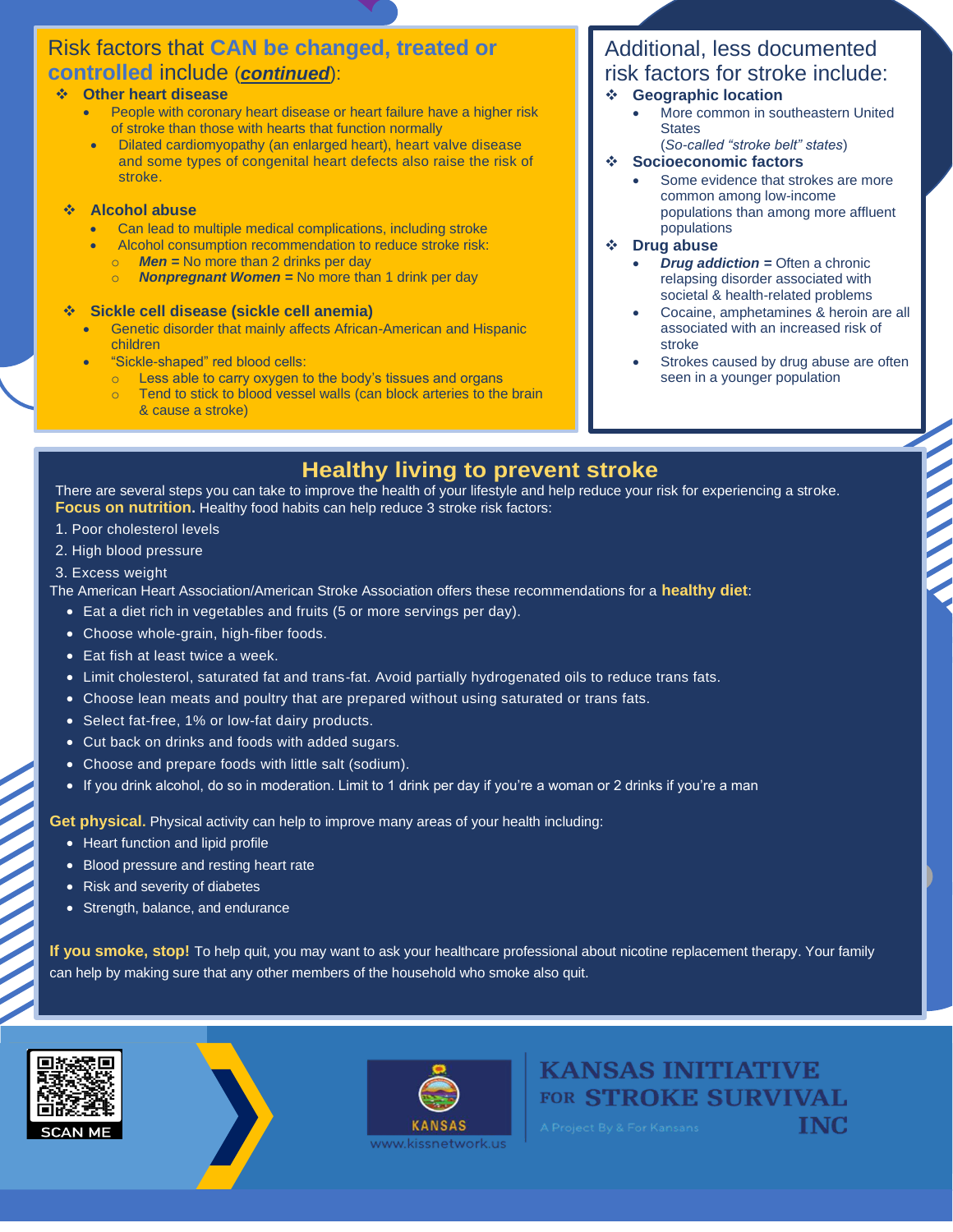## Risk factors that **CAN be changed, treated or controlled** include (***continued***):

❖ **Other heart disease**

- People with coronary heart disease or heart failure have a higher risk of stroke than those with hearts that function normally
- Dilated cardiomyopathy (an enlarged heart), heart valve disease and some types of congenital heart defects also raise the risk of stroke.

❖ **Alcohol abuse**

- Can lead to multiple medical complications, including stroke
- Alcohol consumption recommendation to reduce stroke risk:
  - ***Men =*** No more than 2 drinks per day
  - ***Nonpregnant Women =*** No more than 1 drink per day

❖ **Sickle cell disease (sickle cell anemia)**

- Genetic disorder that mainly affects African-American and Hispanic children
- "Sickle-shaped" red blood cells:
  - Less able to carry oxygen to the body's tissues and organs
  - Tend to stick to blood vessel walls (can block arteries to the brain & cause a stroke)

## Additional, less documented risk factors for stroke include:

❖ **Geographic location**

- More common in southeastern United States
  (*So-called "stroke belt" states*)

❖ **Socioeconomic factors**

- Some evidence that strokes are more common among low-income populations than among more affluent populations

❖ **Drug abuse**

- ***Drug addiction =*** Often a chronic relapsing disorder associated with societal & health-related problems
- Cocaine, amphetamines & heroin are all associated with an increased risk of stroke
- Strokes caused by drug abuse are often seen in a younger population

## Healthy living to prevent stroke

There are several steps you can take to improve the health of your lifestyle and help reduce your risk for experiencing a stroke.

**Focus on nutrition.** Healthy food habits can help reduce 3 stroke risk factors:

1. Poor cholesterol levels
2. High blood pressure
3. Excess weight

The American Heart Association/American Stroke Association offers these recommendations for a **healthy diet**:

- Eat a diet rich in vegetables and fruits (5 or more servings per day).
- Choose whole-grain, high-fiber foods.
- Eat fish at least twice a week.
- Limit cholesterol, saturated fat and trans-fat. Avoid partially hydrogenated oils to reduce trans fats.
- Choose lean meats and poultry that are prepared without using saturated or trans fats.
- Select fat-free, 1% or low-fat dairy products.
- Cut back on drinks and foods with added sugars.
- Choose and prepare foods with little salt (sodium).
- If you drink alcohol, do so in moderation. Limit to 1 drink per day if you're a woman or 2 drinks if you're a man

**Get physical.** Physical activity can help to improve many areas of your health including:

- Heart function and lipid profile
- Blood pressure and resting heart rate
- Risk and severity of diabetes
- Strength, balance, and endurance

**If you smoke, stop!** To help quit, you may want to ask your healthcare professional about nicotine replacement therapy. Your family can help by making sure that any other members of the household who smoke also quit.

SCAN ME

KANSAS

www.kissnetwork.us

KANSAS INITIATIVE FOR STROKE SURVIVAL INC

A Project By & For Kansans